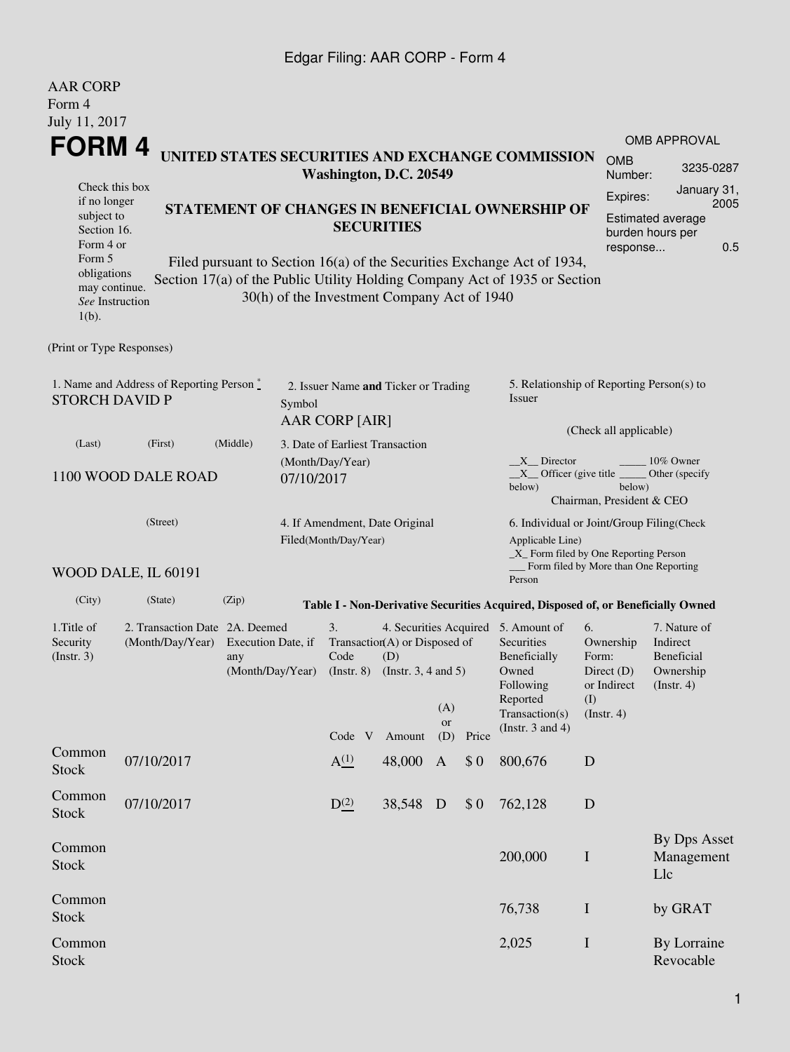AAR CORP
Form 4
July 11, 2017

# FORM 4

## UNITED STATES SECURITIES AND EXCHANGE COMMISSION
**Washington, D.C. 20549**

Check this box if no longer subject to Section 16. Form 4 or Form 5 obligations may continue. *See* Instruction 1(b).

## STATEMENT OF CHANGES IN BENEFICIAL OWNERSHIP OF SECURITIES

Filed pursuant to Section 16(a) of the Securities Exchange Act of 1934, Section 17(a) of the Public Utility Holding Company Act of 1935 or Section 30(h) of the Investment Company Act of 1940

OMB APPROVAL

| | |
|---|---|
| OMB Number: | 3235-0287 |
| Expires: | January 31, 2005 |
| Estimated average burden hours per response... | 0.5 |

(Print or Type Responses)

1. Name and Address of Reporting Person *
STORCH DAVID P

(Last) (First) (Middle)

1100 WOOD DALE ROAD

(Street)

WOOD DALE, IL 60191

(City) (State) (Zip)

2. Issuer Name **and** Ticker or Trading Symbol
AAR CORP [AIR]

3. Date of Earliest Transaction (Month/Day/Year)
07/10/2017

4. If Amendment, Date Original Filed(Month/Day/Year)

5. Relationship of Reporting Person(s) to Issuer

(Check all applicable)

\_\_X\_\_ Director \_\_\_\_\_ 10% Owner
\_\_X\_\_ Officer (give title below) \_\_\_\_\_ Other (specify below)
Chairman, President & CEO

6. Individual or Joint/Group Filing(Check Applicable Line)
\_X\_ Form filed by One Reporting Person
\_\_\_ Form filed by More than One Reporting Person

**Table I - Non-Derivative Securities Acquired, Disposed of, or Beneficially Owned**

| 1.Title of Security (Instr. 3) | 2. Transaction Date (Month/Day/Year) | 2A. Deemed Execution Date, if any (Month/Day/Year) | 3. Transaction Code (Instr. 8) | | 4. Securities Acquired (A) or Disposed of (D) (Instr. 3, 4 and 5) | | | 5. Amount of Securities Beneficially Owned Following Reported Transaction(s) (Instr. 3 and 4) | 6. Ownership Form: Direct (D) or Indirect (I) (Instr. 4) | 7. Nature of Indirect Beneficial Ownership (Instr. 4) |
|---|---|---|---|---|---|---|---|---|---|---|
| | | | Code | V | Amount | (A) or (D) | Price | | | |
| Common Stock | 07/10/2017 | | A [(1)] | | 48,000 | A | $ 0 | 800,676 | D | |
| Common Stock | 07/10/2017 | | D [(2)] | | 38,548 | D | $ 0 | 762,128 | D | |
| Common Stock | | | | | | | | 200,000 | I | By Dps Asset Management Llc |
| Common Stock | | | | | | | | 76,738 | I | by GRAT |
| Common Stock | | | | | | | | 2,025 | I | By Lorraine Revocable |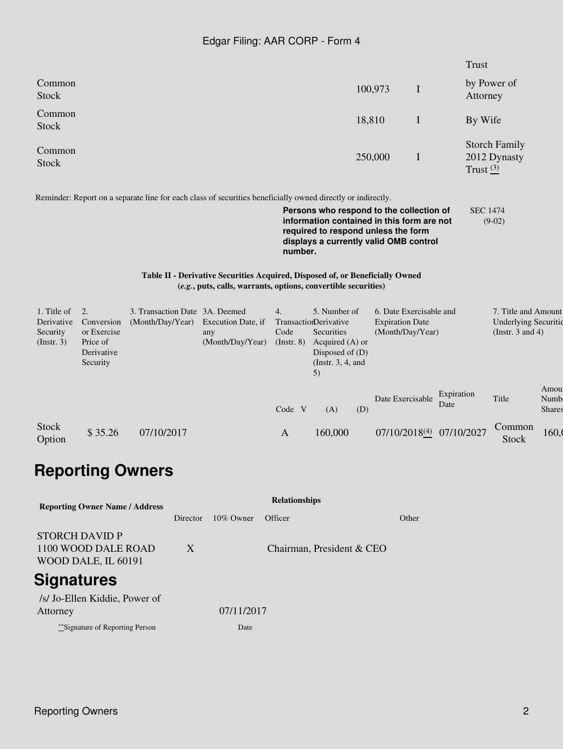| | | | |
|---|---|---|---|
| | | | Trust |
| Common Stock | 100,973 | I | by Power of Attorney |
| Common Stock | 18,810 | I | By Wife |
| Common Stock | 250,000 | I | Storch Family 2012 Dynasty Trust [(3)] |

Reminder: Report on a separate line for each class of securities beneficially owned directly or indirectly.

**Persons who respond to the collection of information contained in this form are not required to respond unless the form displays a currently valid OMB control number.**

SEC 1474 (9-02)

**Table II - Derivative Securities Acquired, Disposed of, or Beneficially Owned**
**(*e.g.*, puts, calls, warrants, options, convertible securities)**

| 1. Title of Derivative Security (Instr. 3) | 2. Conversion or Exercise Price of Derivative Security | 3. Transaction Date (Month/Day/Year) | 3A. Deemed Execution Date, if any (Month/Day/Year) | 4. Transaction Code (Instr. 8) | | 5. Number of Derivative Securities Acquired (A) or Disposed of (D) (Instr. 3, 4, and 5) | | 6. Date Exercisable and Expiration Date (Month/Day/Year) | | 7. Title and Amount Underlying Securities (Instr. 3 and 4) | |
|---|---|---|---|---|---|---|---|---|---|---|---|
| | | | | Code | V | (A) | (D) | Date Exercisable | Expiration Date | Title | Amount Number Shares |
| Stock Option | $ 35.26 | 07/10/2017 | | A | | 160,000 | | 07/10/2018 [(4)] | 07/10/2027 | Common Stock | 160,0 |

# Reporting Owners

| Reporting Owner Name / Address | Relationships | | | |
|---|---|---|---|---|
| | Director | 10% Owner | Officer | Other |
| STORCH DAVID P<br>1100 WOOD DALE ROAD<br>WOOD DALE, IL 60191 | X | | Chairman, President & CEO | |

# Signatures

| | |
|---|---|
| /s/ Jo-Ellen Kiddie, Power of Attorney | 07/11/2017 |
| **Signature of Reporting Person | Date |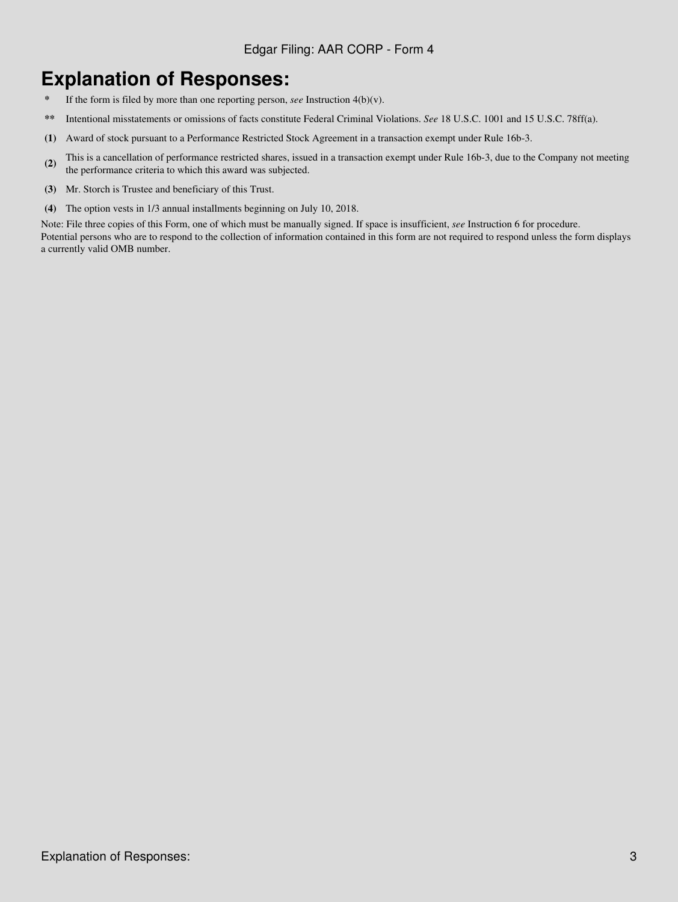# Explanation of Responses:

| | |
|---|---|
| * | If the form is filed by more than one reporting person, *see* Instruction 4(b)(v). |
| ** | Intentional misstatements or omissions of facts constitute Federal Criminal Violations. *See* 18 U.S.C. 1001 and 15 U.S.C. 78ff(a). |
| **(1)** | Award of stock pursuant to a Performance Restricted Stock Agreement in a transaction exempt under Rule 16b-3. |
| **(2)** | This is a cancellation of performance restricted shares, issued in a transaction exempt under Rule 16b-3, due to the Company not meeting the performance criteria to which this award was subjected. |
| **(3)** | Mr. Storch is Trustee and beneficiary of this Trust. |
| **(4)** | The option vests in 1/3 annual installments beginning on July 10, 2018. |

Note: File three copies of this Form, one of which must be manually signed. If space is insufficient, *see* Instruction 6 for procedure.
Potential persons who are to respond to the collection of information contained in this form are not required to respond unless the form displays a currently valid OMB number.